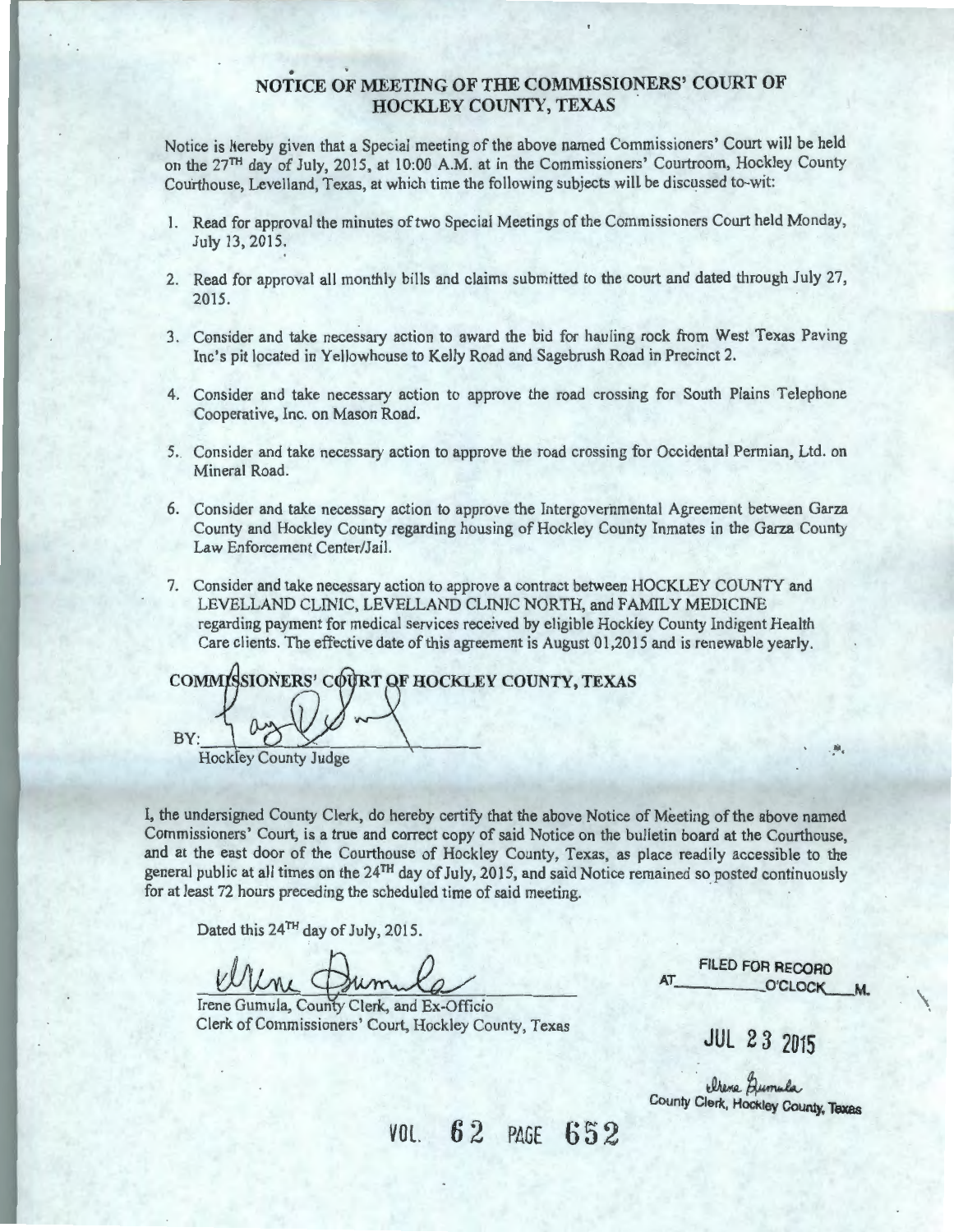# NOTICE OF MEETING OF THE COMMISSIONERS' COURT OF HOCKLEY COUNTY, TEXAS

Notice is hereby given that a Special meeting of the above named Commissioners' Court will be held on the 27TH day of July, 2015, at 10:00 A.M. at in the Commissioners' Courtroom, Hockley County Courthouse, Levelland, Texas, at which time the following subjects will be discussed to-wit:

1. Read for approval the minutes of two Special Meetings of the Commissioners Court held Monday, July 13, 2015.

2. Read for approval all monthly bills and claims submitted to the court and dated through July 27, 2015.

3. Consider and take necessary action to award the bid for hauling rock from West Texas Paving Inc's pit located in Yellowhouse to Kelly Road and Sagebrush Road in Precinct 2.

4. Consider and take necessary action to approve the road crossing for South Plains Telephone Cooperative, Inc. on Mason Road.

5. Consider and take necessary action to approve the road crossing for Occidental Permian, Ltd. on Mineral Road.

6. Consider and take necessary action to approve the Intergovernmental Agreement between Garza County and Hockley County regarding housing of Hockley County Inmates in the Garza County Law Enforcement Center/Jail.

7. Consider and take necessary action to approve a contract between HOCKLEY COUNTY and LEVELLAND CLINIC, LEVELLAND CLINIC NORTH, and FAMILY MEDICINE regarding payment for medical services received by eligible Hockley County Indigent Health Care clients. The effective date of this agreement is August 01,2015 and is renewable yearly.

**COMMISSIONERS' COURT OF HOCKLEY COUNTY, TEXAS**

BY: ______________________

Hockley County Judge

I, the undersigned County Clerk, do hereby certify that the above Notice of Meeting of the above named Commissioners' Court, is a true and correct copy of said Notice on the bulletin board at the Courthouse, and at the east door of the Courthouse of Hockley County, Texas, as place readily accessible to the general public at all times on the 24TH day of July, 2015, and said Notice remained so posted continuously for at least 72 hours preceding the scheduled time of said meeting.

Dated this 24TH day of July, 2015.

______________________

Irene Gumula, County Clerk, and Ex-Officio
Clerk of Commissioners' Court, Hockley County, Texas

FILED FOR RECORD
AT ________ O'CLOCK ___ M.

JUL 23 2015

Irene Gumula
County Clerk, Hockley County, Texas

VOL. 62 PAGE 652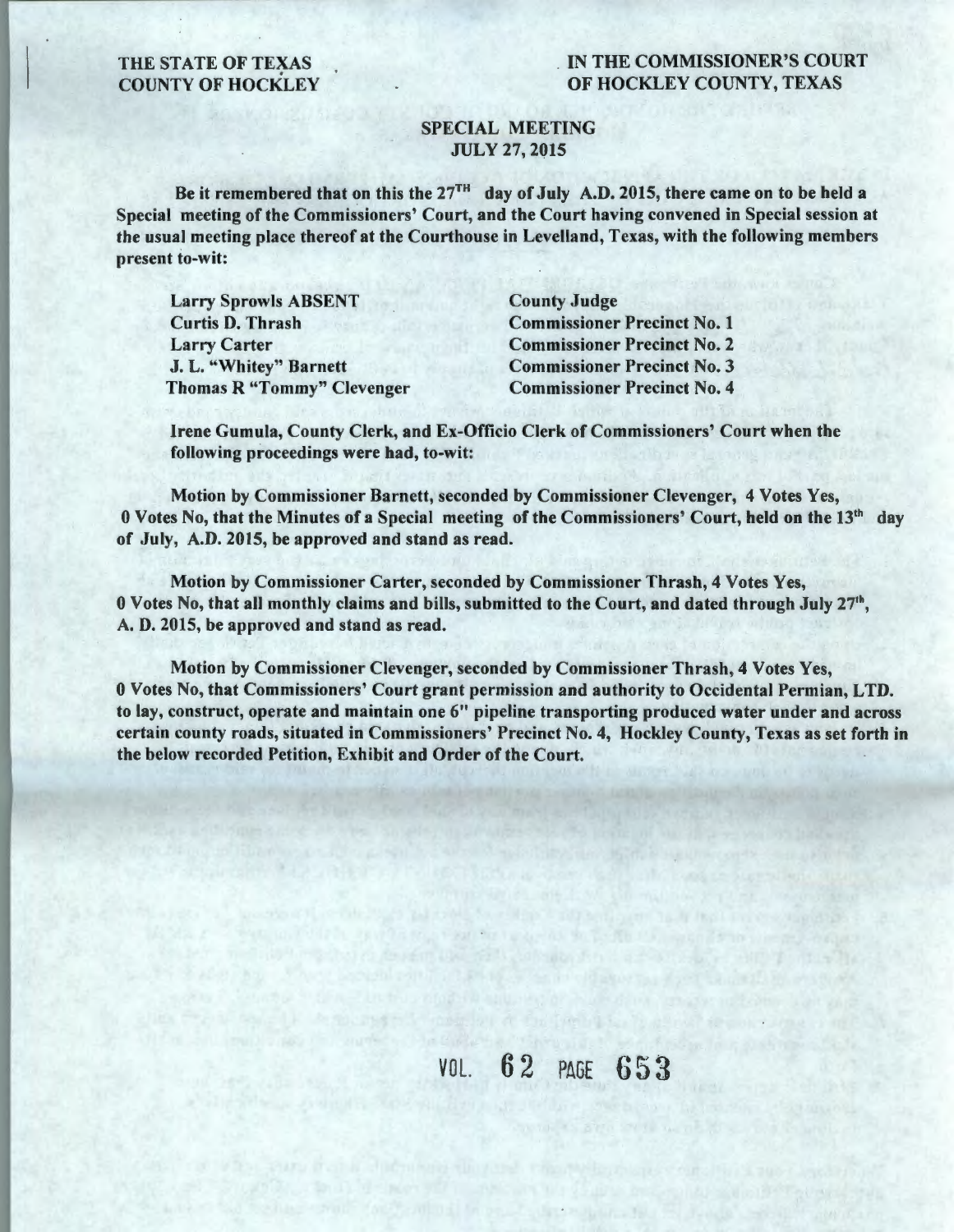THE STATE OF TEXAS
COUNTY OF HOCKLEY

IN THE COMMISSIONER'S COURT
OF HOCKLEY COUNTY, TEXAS

## SPECIAL MEETING
## JULY 27, 2015

**Be it remembered that on this the 27TH day of July A.D. 2015, there came on to be held a Special meeting of the Commissioners' Court, and the Court having convened in Special session at the usual meeting place thereof at the Courthouse in Levelland, Texas, with the following members present to-wit:**

| | |
|---|---|
| **Larry Sprowls ABSENT** | **County Judge** |
| **Curtis D. Thrash** | **Commissioner Precinct No. 1** |
| **Larry Carter** | **Commissioner Precinct No. 2** |
| **J. L. "Whitey" Barnett** | **Commissioner Precinct No. 3** |
| **Thomas R "Tommy" Clevenger** | **Commissioner Precinct No. 4** |

**Irene Gumula, County Clerk, and Ex-Officio Clerk of Commissioners' Court when the following proceedings were had, to-wit:**

**Motion by Commissioner Barnett, seconded by Commissioner Clevenger, 4 Votes Yes, 0 Votes No, that the Minutes of a Special meeting of the Commissioners' Court, held on the 13th day of July, A.D. 2015, be approved and stand as read.**

**Motion by Commissioner Carter, seconded by Commissioner Thrash, 4 Votes Yes, 0 Votes No, that all monthly claims and bills, submitted to the Court, and dated through July 27th, A. D. 2015, be approved and stand as read.**

**Motion by Commissioner Clevenger, seconded by Commissioner Thrash, 4 Votes Yes, 0 Votes No, that Commissioners' Court grant permission and authority to Occidental Permian, LTD. to lay, construct, operate and maintain one 6" pipeline transporting produced water under and across certain county roads, situated in Commissioners' Precinct No. 4, Hockley County, Texas as set forth in the below recorded Petition, Exhibit and Order of the Court.**

VOL. 62 PAGE 653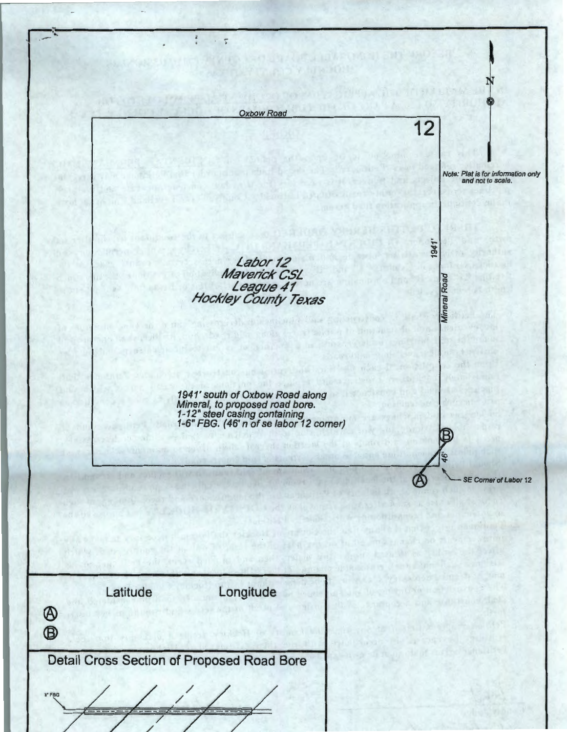Oxbow Road

12

N

*Note: Plat is for information only and not to scale.*

*Labor 12*
*Maverick CSL*
*League 41*
*Hockley County Texas*

*1941'*

*Mineral Road*

*1941' south of Oxbow Road along Mineral, to proposed road bore.*
*1-12" steel casing containing*
*1-6" FBG. (46' n of se labor 12 corner)*

B

46'

A

SE Corner of Labor 12

| | Latitude | Longitude |
|---|---|---|
| A | | |
| B | | |

**Detail Cross Section of Proposed Road Bore**

6" FBG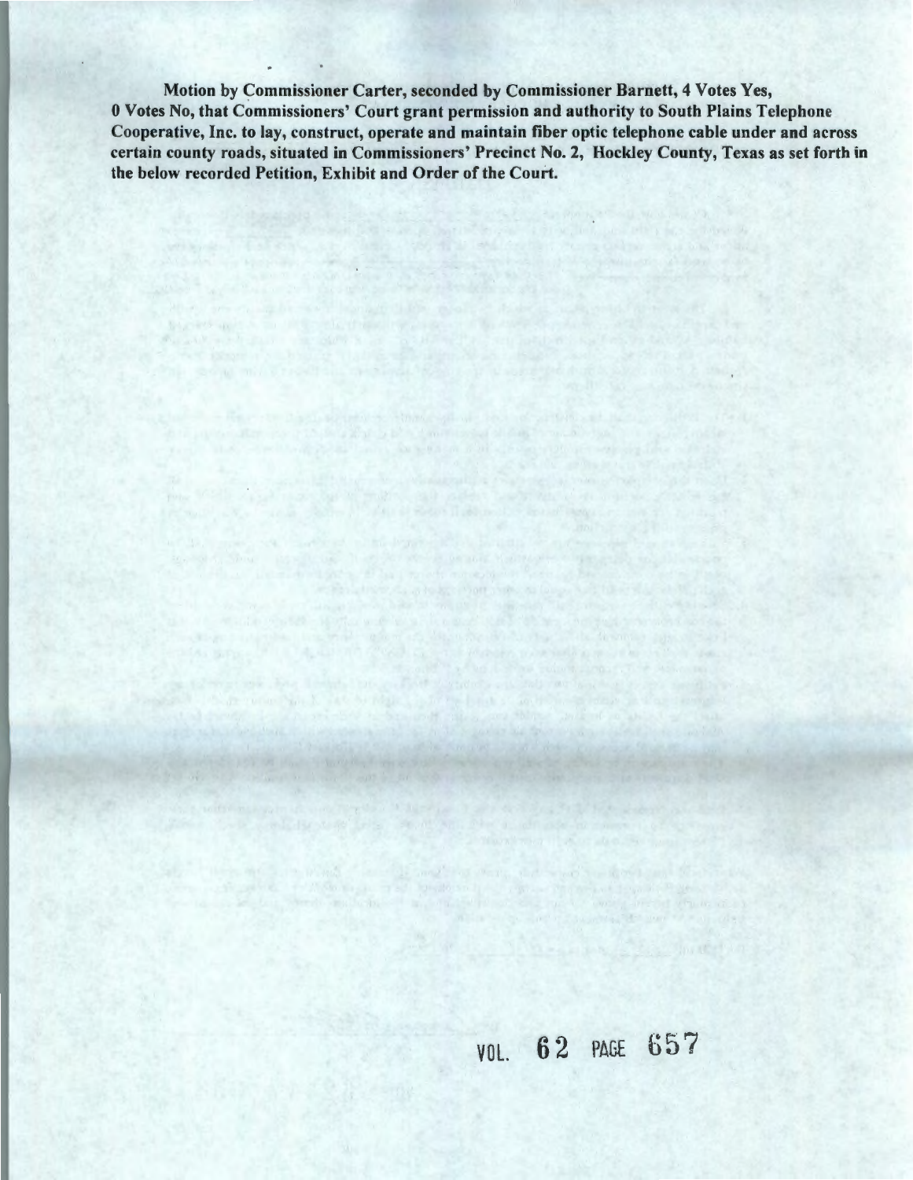**Motion by Commissioner Carter, seconded by Commissioner Barnett, 4 Votes Yes, 0 Votes No, that Commissioners' Court grant permission and authority to South Plains Telephone Cooperative, Inc. to lay, construct, operate and maintain fiber optic telephone cable under and across certain county roads, situated in Commissioners' Precinct No. 2, Hockley County, Texas as set forth in the below recorded Petition, Exhibit and Order of the Court.**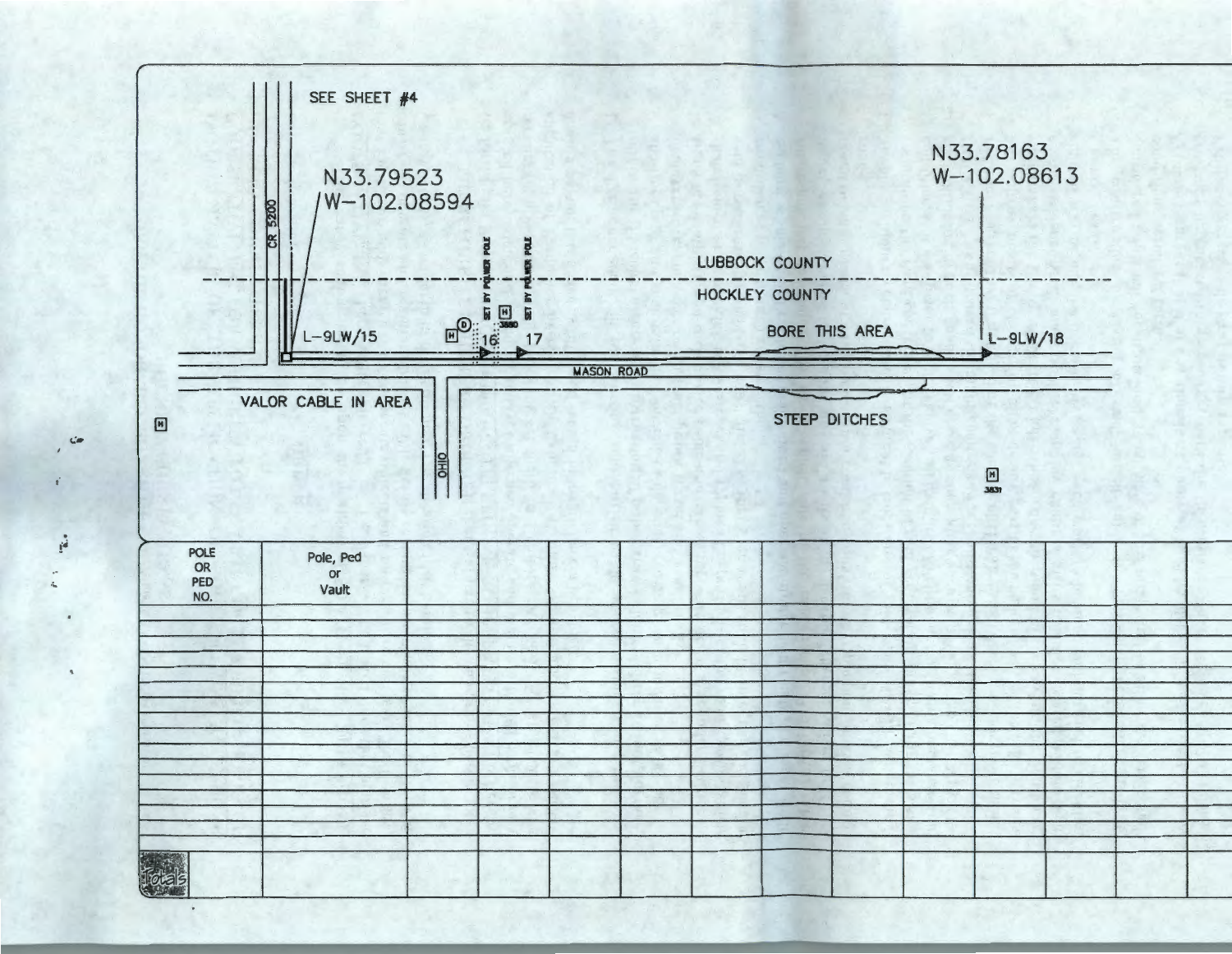SEE SHEET #4

N33.79523
W-102.08594

N33.78163
W-102.08613

CR 5200

LUBBOCK COUNTY

HOCKLEY COUNTY

SET BY POWER POLE

SET BY POWER POLE

3880

L-9LW/15

16

17

BORE THIS AREA

L-9LW/18

MASON ROAD

VALOR CABLE IN AREA

OHIO

STEEP DITCHES

3831

| POLE OR PED NO. | Pole, Ped or Vault | | | | | | | | | | | | | |
|---|---|---|---|---|---|---|---|---|---|---|---|---|---|---|
| | | | | | | | | | | | | | | |
| | | | | | | | | | | | | | | |
| | | | | | | | | | | | | | | |
| | | | | | | | | | | | | | | |
| | | | | | | | | | | | | | | |
| | | | | | | | | | | | | | | |
| | | | | | | | | | | | | | | |
| | | | | | | | | | | | | | | |
| | | | | | | | | | | | | | | |
| | | | | | | | | | | | | | | |
| | | | | | | | | | | | | | | |
| | | | | | | | | | | | | | | |
| | | | | | | | | | | | | | | |
| | | | | | | | | | | | | | | |
| | | | | | | | | | | | | | | |
| | | | | | | | | | | | | | | |
| | | | | | | | | | | | | | | |
| Totals | | | | | | | | | | | | | | |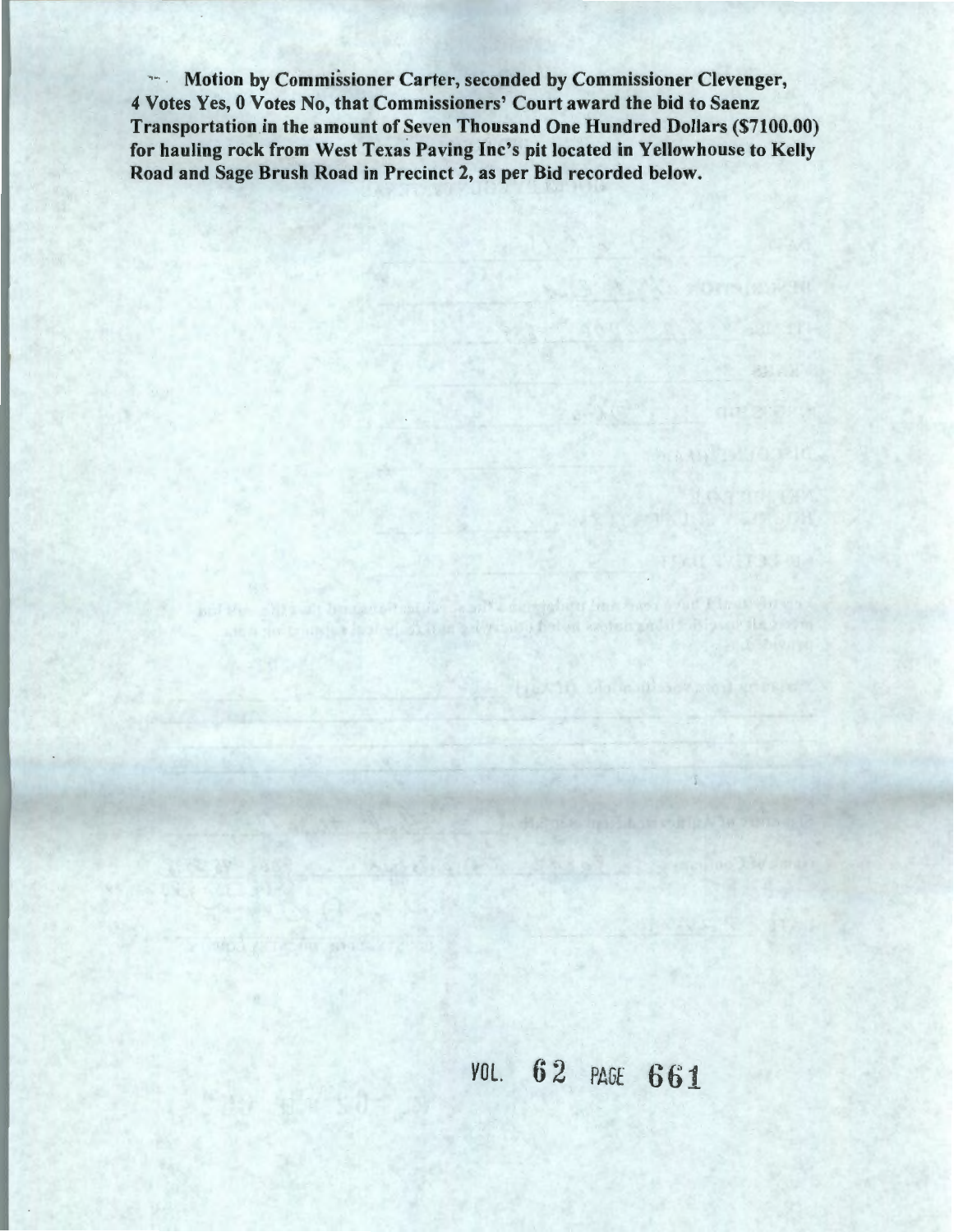**Motion by Commissioner Carter, seconded by Commissioner Clevenger, 4 Votes Yes, 0 Votes No, that Commissioners' Court award the bid to Saenz Transportation in the amount of Seven Thousand One Hundred Dollars ($7100.00) for hauling rock from West Texas Paving Inc's pit located in Yellowhouse to Kelly Road and Sage Brush Road in Precinct 2, as per Bid recorded below.**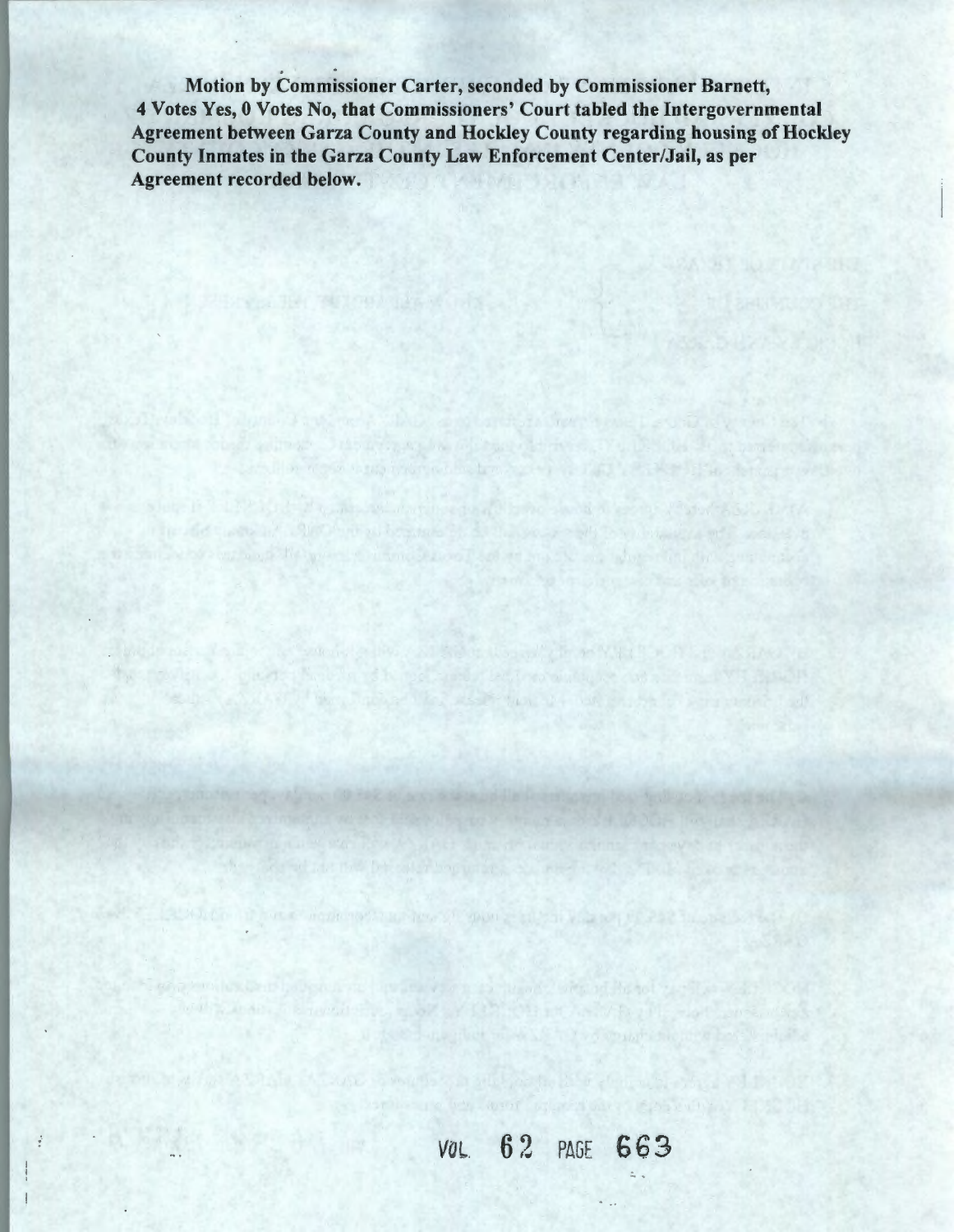**Motion by Commissioner Carter, seconded by Commissioner Barnett, 4 Votes Yes, 0 Votes No, that Commissioners' Court tabled the Intergovernmental Agreement between Garza County and Hockley County regarding housing of Hockley County Inmates in the Garza County Law Enforcement Center/Jail, as per Agreement recorded below.**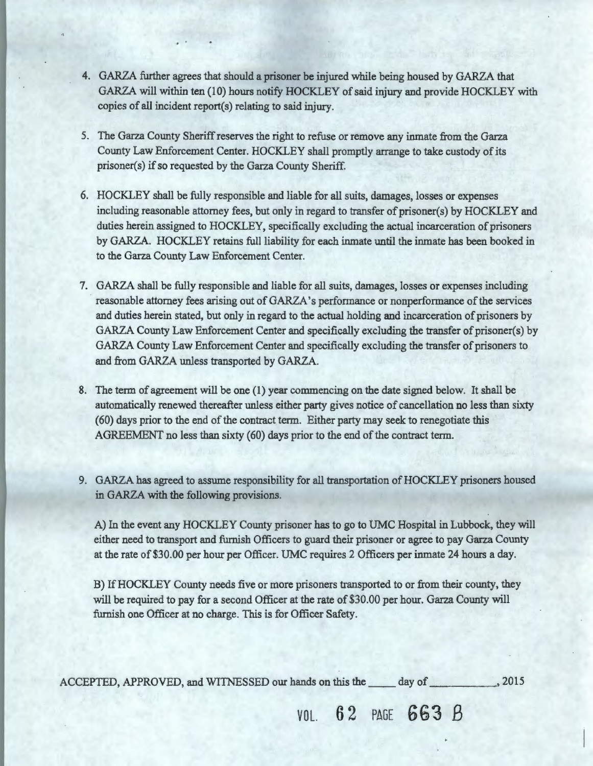4. GARZA further agrees that should a prisoner be injured while being housed by GARZA that GARZA will within ten (10) hours notify HOCKLEY of said injury and provide HOCKLEY with copies of all incident report(s) relating to said injury.

5. The Garza County Sheriff reserves the right to refuse or remove any inmate from the Garza County Law Enforcement Center. HOCKLEY shall promptly arrange to take custody of its prisoner(s) if so requested by the Garza County Sheriff.

6. HOCKLEY shall be fully responsible and liable for all suits, damages, losses or expenses including reasonable attorney fees, but only in regard to transfer of prisoner(s) by HOCKLEY and duties herein assigned to HOCKLEY, specifically excluding the actual incarceration of prisoners by GARZA. HOCKLEY retains full liability for each inmate until the inmate has been booked in to the Garza County Law Enforcement Center.

7. GARZA shall be fully responsible and liable for all suits, damages, losses or expenses including reasonable attorney fees arising out of GARZA's performance or nonperformance of the services and duties herein stated, but only in regard to the actual holding and incarceration of prisoners by GARZA County Law Enforcement Center and specifically excluding the transfer of prisoner(s) by GARZA County Law Enforcement Center and specifically excluding the transfer of prisoners to and from GARZA unless transported by GARZA.

8. The term of agreement will be one (1) year commencing on the date signed below. It shall be automatically renewed thereafter unless either party gives notice of cancellation no less than sixty (60) days prior to the end of the contract term. Either party may seek to renegotiate this AGREEMENT no less than sixty (60) days prior to the end of the contract term.

9. GARZA has agreed to assume responsibility for all transportation of HOCKLEY prisoners housed in GARZA with the following provisions.

   A) In the event any HOCKLEY County prisoner has to go to UMC Hospital in Lubbock, they will either need to transport and furnish Officers to guard their prisoner or agree to pay Garza County at the rate of $30.00 per hour per Officer. UMC requires 2 Officers per inmate 24 hours a day.

   B) If HOCKLEY County needs five or more prisoners transported to or from their county, they will be required to pay for a second Officer at the rate of $30.00 per hour. Garza County will furnish one Officer at no charge. This is for Officer Safety.

ACCEPTED, APPROVED, and WITNESSED our hands on this the _____ day of ___________, 2015

VOL. 62 PAGE 663 B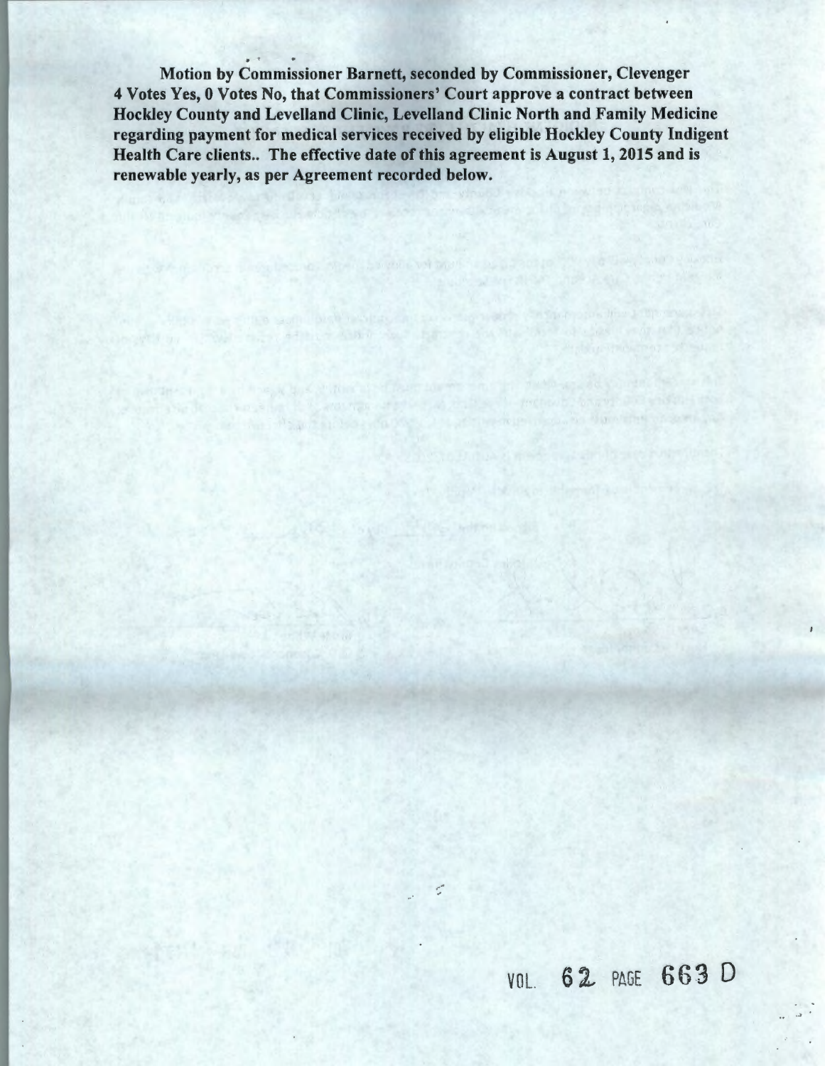**Motion by Commissioner Barnett, seconded by Commissioner, Clevenger 4 Votes Yes, 0 Votes No, that Commissioners' Court approve a contract between Hockley County and Levelland Clinic, Levelland Clinic North and Family Medicine regarding payment for medical services received by eligible Hockley County Indigent Health Care clients.. The effective date of this agreement is August 1, 2015 and is renewable yearly, as per Agreement recorded below.**

VOL. 62 PAGE 663 D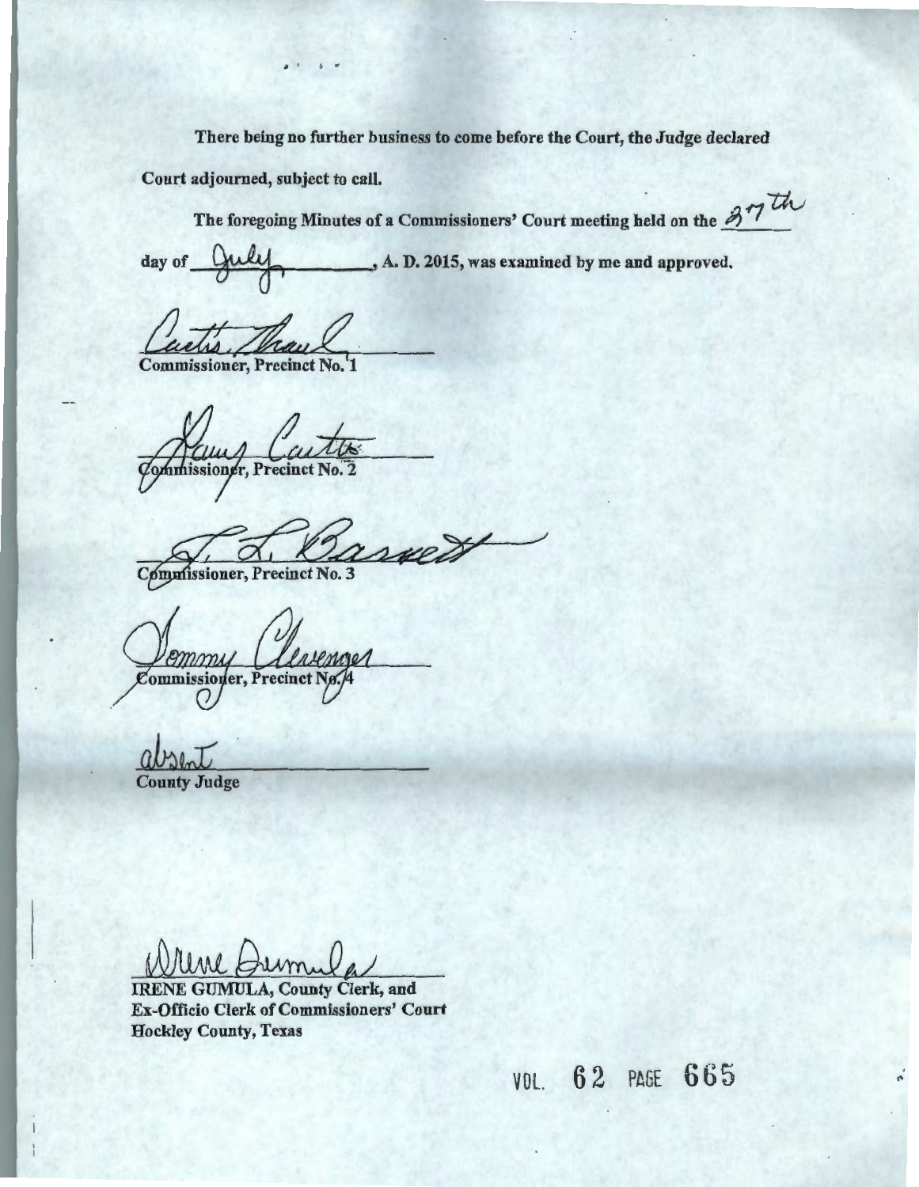There being no further business to come before the Court, the Judge declared Court adjourned, subject to call.

The foregoing Minutes of a Commissioners' Court meeting held on the 27th day of July, A. D. 2015, was examined by me and approved.

Curtis Thrash
Commissioner, Precinct No. 1

Larry Carter
Commissioner, Precinct No. 2

J. L. Barnett
Commissioner, Precinct No. 3

Tommy Clevenger
Commissioner, Precinct No. 4

absent
County Judge

Irene Gumula
IRENE GUMULA, County Clerk, and
Ex-Officio Clerk of Commissioners' Court
Hockley County, Texas

VOL. 62 PAGE 665